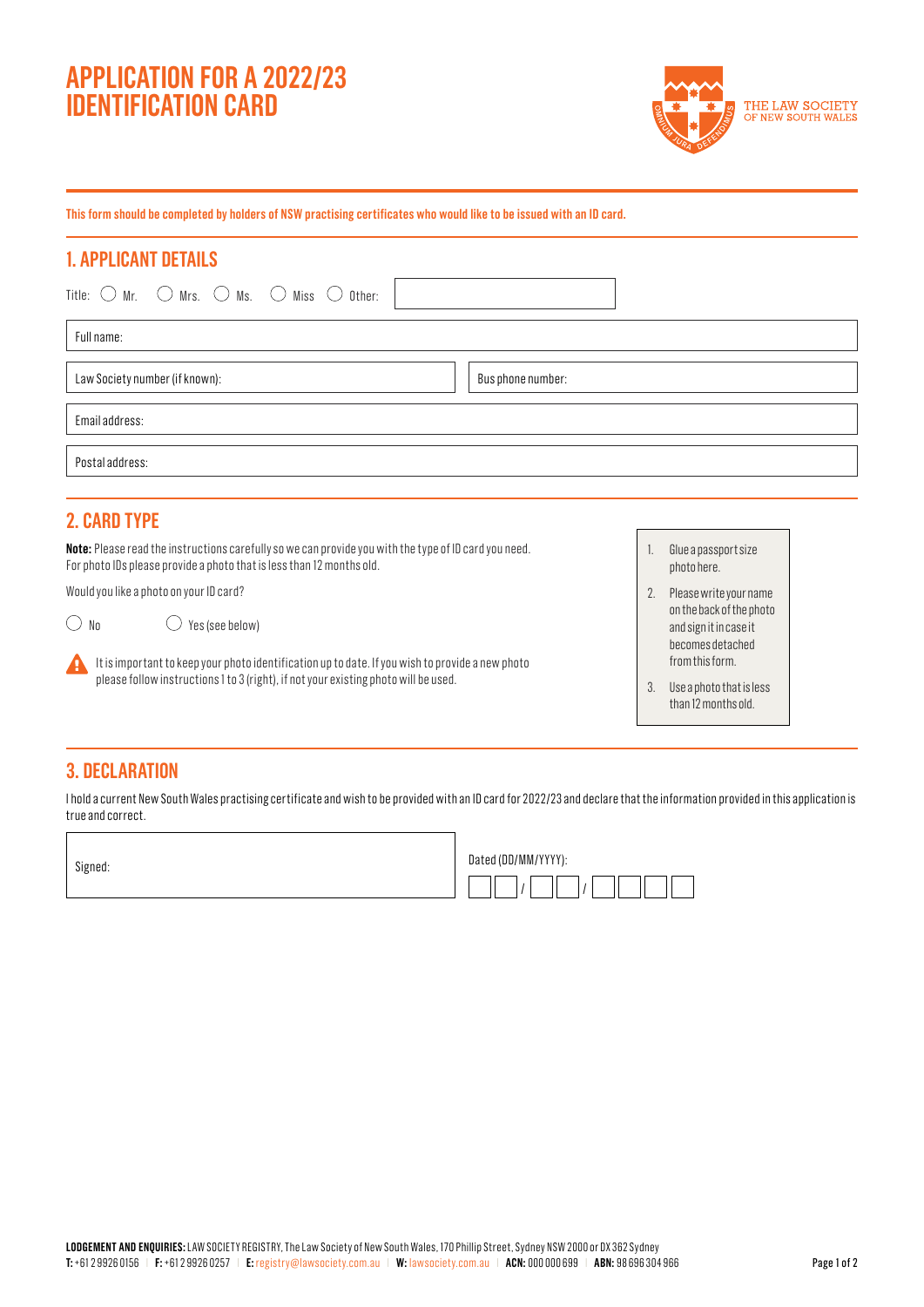# APPLICATION FOR A 2022/23 IDENTIFICATION CARD

THE LAW SOCIETY OF NEW SOUTH WALES

**This form should be completed by holders of NSW practising certificates who would like to be issued with an ID card.**

## 1. APPLICANT DETAILS

Title: ○ Mr. ○ Mrs. ○ Ms. ○ Miss ○ Other: ____________

Full name:

Law Society number (if known):

Bus phone number:

Email address:

Postal address:

## 2. CARD TYPE

**Note:** Please read the instructions carefully so we can provide you with the type of ID card you need. For photo IDs please provide a photo that is less than 12 months old.

Would you like a photo on your ID card?

○ No ○ Yes (see below)

It is important to keep your photo identification up to date. If you wish to provide a new photo please follow instructions 1 to 3 (right), if not your existing photo will be used.

1. Glue a passport size photo here.
2. Please write your name on the back of the photo and sign it in case it becomes detached from this form.
3. Use a photo that is less than 12 months old.

## 3. DECLARATION

I hold a current New South Wales practising certificate and wish to be provided with an ID card for 2022/23 and declare that the information provided in this application is true and correct.

Signed:

Dated (DD/MM/YYYY): __ __ / __ __ / __ __ __ __

**LODGEMENT AND ENQUIRIES:** LAW SOCIETY REGISTRY, The Law Society of New South Wales, 170 Phillip Street, Sydney NSW 2000 or DX 362 Sydney
**T:** +61 2 9926 0156 | **F:** +61 2 9926 0257 | **E:** registry@lawsociety.com.au | **W:** lawsociety.com.au | **ACN:** 000 000 699 | **ABN:** 98 696 304 966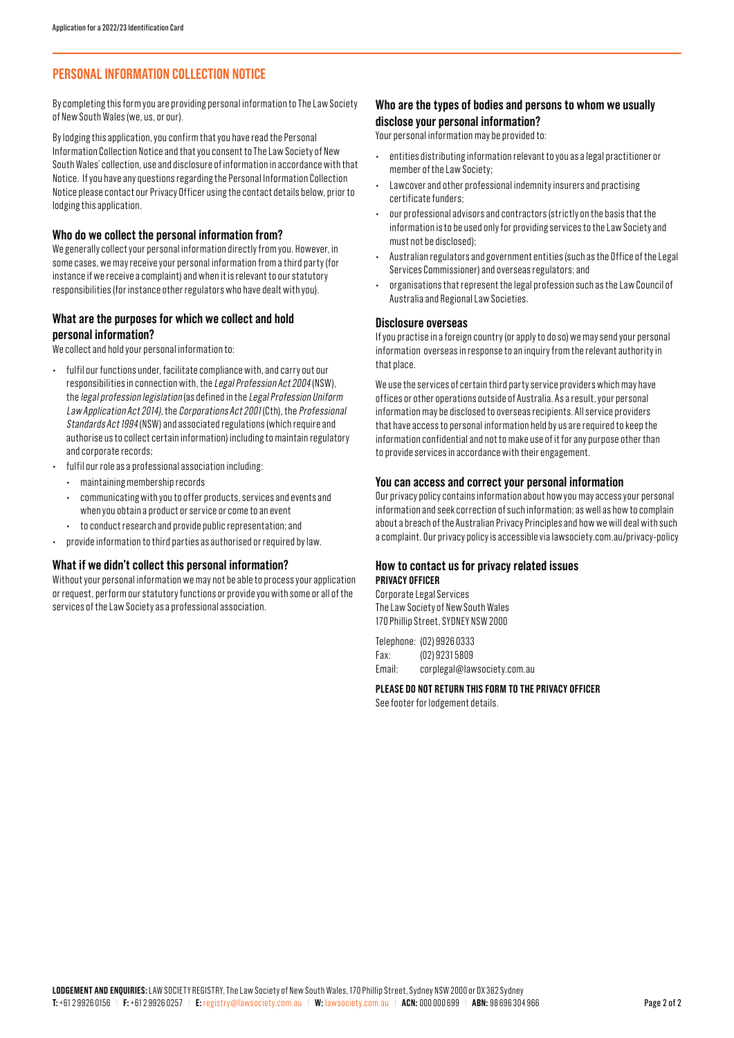## PERSONAL INFORMATION COLLECTION NOTICE

By completing this form you are providing personal information to The Law Society of New South Wales (we, us, or our).

By lodging this application, you confirm that you have read the Personal Information Collection Notice and that you consent to The Law Society of New South Wales' collection, use and disclosure of information in accordance with that Notice. If you have any questions regarding the Personal Information Collection Notice please contact our Privacy Officer using the contact details below, prior to lodging this application.

### Who do we collect the personal information from?

We generally collect your personal information directly from you. However, in some cases, we may receive your personal information from a third party (for instance if we receive a complaint) and when it is relevant to our statutory responsibilities (for instance other regulators who have dealt with you).

### What are the purposes for which we collect and hold personal information?

We collect and hold your personal information to:

- fulfil our functions under, facilitate compliance with, and carry out our responsibilities in connection with, the *Legal Profession Act 2004* (NSW), the *legal profession legislation* (as defined in the *Legal Profession Uniform Law Application Act 2014)*, the *Corporations Act 2001* (Cth), the *Professional Standards Act 1994* (NSW) and associated regulations (which require and authorise us to collect certain information) including to maintain regulatory and corporate records;
- fulfil our role as a professional association including:
  - maintaining membership records
  - communicating with you to offer products, services and events and when you obtain a product or service or come to an event
  - to conduct research and provide public representation; and
- provide information to third parties as authorised or required by law.

### What if we didn't collect this personal information?

Without your personal information we may not be able to process your application or request, perform our statutory functions or provide you with some or all of the services of the Law Society as a professional association.

### Who are the types of bodies and persons to whom we usually disclose your personal information?

Your personal information may be provided to:

- entities distributing information relevant to you as a legal practitioner or member of the Law Society;
- Lawcover and other professional indemnity insurers and practising certificate funders;
- our professional advisors and contractors (strictly on the basis that the information is to be used only for providing services to the Law Society and must not be disclosed);
- Australian regulators and government entities (such as the Office of the Legal Services Commissioner) and overseas regulators; and
- organisations that represent the legal profession such as the Law Council of Australia and Regional Law Societies.

### Disclosure overseas

If you practise in a foreign country (or apply to do so) we may send your personal information overseas in response to an inquiry from the relevant authority in that place.

We use the services of certain third party service providers which may have offices or other operations outside of Australia. As a result, your personal information may be disclosed to overseas recipients. All service providers that have access to personal information held by us are required to keep the information confidential and not to make use of it for any purpose other than to provide services in accordance with their engagement.

### You can access and correct your personal information

Our privacy policy contains information about how you may access your personal information and seek correction of such information; as well as how to complain about a breach of the Australian Privacy Principles and how we will deal with such a complaint. Our privacy policy is accessible via lawsociety.com.au/privacy-policy

### How to contact us for privacy related issues

**PRIVACY OFFICER**

Corporate Legal Services
The Law Society of New South Wales
170 Phillip Street, SYDNEY NSW 2000

Telephone: (02) 9926 0333
Fax: (02) 9231 5809
Email: corplegal@lawsociety.com.au

**PLEASE DO NOT RETURN THIS FORM TO THE PRIVACY OFFICER**

See footer for lodgement details.

**LODGEMENT AND ENQUIRIES:** LAW SOCIETY REGISTRY, The Law Society of New South Wales, 170 Phillip Street, Sydney NSW 2000 or DX 362 Sydney
**T:** +61 2 9926 0156 | **F:** +61 2 9926 0257 | **E:** registry@lawsociety.com.au | **W:** lawsociety.com.au | **ACN:** 000 000 699 | **ABN:** 98 696 304 966